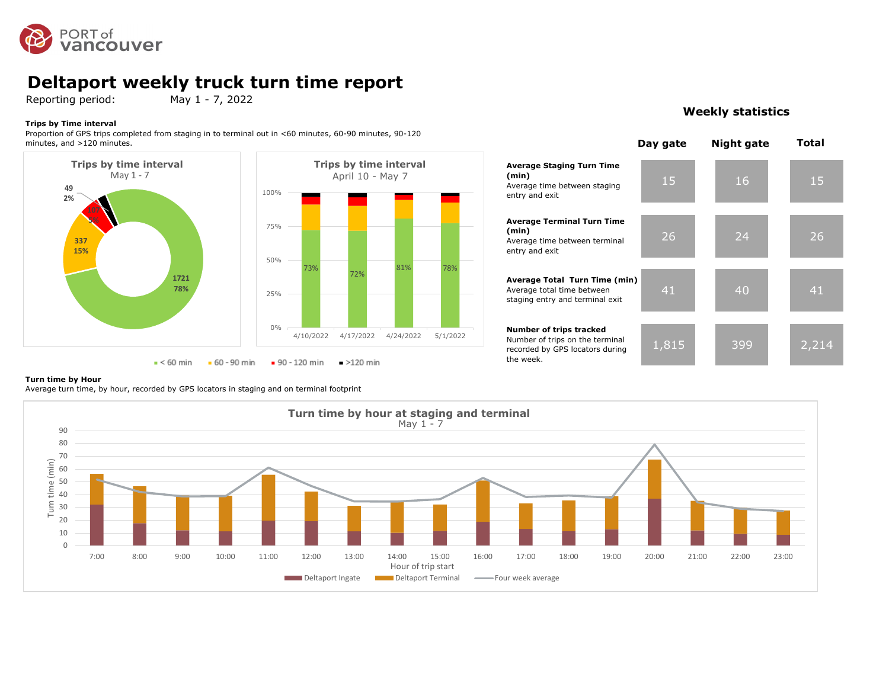# Deltaport weekly truck turn time report

Reporting period: May 1 - 7, 2022

**Trips by Time interval**

Proportion of GPS trips completed from staging in to terminal out in <60 minutes, 60-90 minutes, 90-120 minutes, and >120 minutes.

**Trips by time interval**
May 1 - 7

- < 60 min: 1721 (78%)
- 60 - 90 min: 337 (15%)
- 90 - 120 min: 107 (5%)
- >120 min: 49 (2%)

**Trips by time interval**
April 10 - May 7

| Week | < 60 min |
|---|---|
| 4/10/2022 | 73% |
| 4/17/2022 | 72% |
| 4/24/2022 | 81% |
| 5/1/2022 | 78% |

Legend: < 60 min, 60 - 90 min, 90 - 120 min, >120 min

## Weekly statistics

| | Day gate | Night gate | Total |
|---|---|---|---|
| **Average Staging Turn Time (min)** Average time between staging entry and exit | 15 | 16 | 15 |
| **Average Terminal Turn Time (min)** Average time between terminal entry and exit | 26 | 24 | 26 |
| **Average Total Turn Time (min)** Average total time between staging entry and terminal exit | 41 | 40 | 41 |
| **Number of trips tracked** Number of trips on the terminal recorded by GPS locators during the week. | 1,815 | 399 | 2,214 |

**Turn time by Hour**

Average turn time, by hour, recorded by GPS locators in staging and on terminal footprint

**Turn time by hour at staging and terminal**
May 1 - 7

Y-axis: Turn time (min); X-axis: Hour of trip start (7:00 – 23:00)

Legend: Deltaport Ingate, Deltaport Terminal, Four week average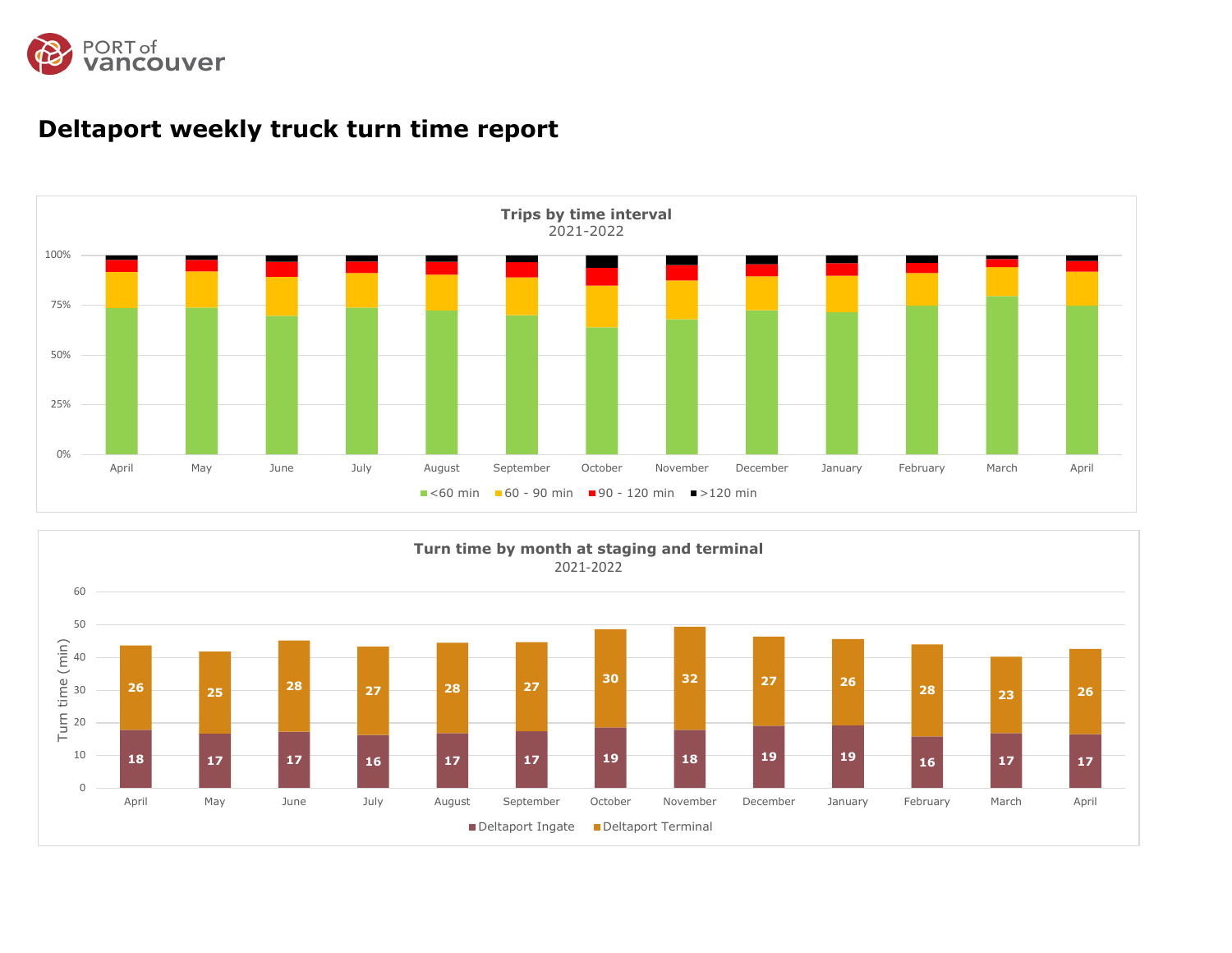# Deltaport weekly truck turn time report

**Trips by time interval**
2021-2022

100%
75%
50%
25%
0%

April, May, June, July, August, September, October, November, December, January, February, March, April

<60 min | 60 - 90 min | 90 - 120 min | >120 min

**Turn time by month at staging and terminal**
2021-2022

Turn time (min)

| Month | Deltaport Ingate | Deltaport Terminal |
|---|---|---|
| April | 18 | 26 |
| May | 17 | 25 |
| June | 17 | 28 |
| July | 16 | 27 |
| August | 17 | 28 |
| September | 17 | 27 |
| October | 19 | 30 |
| November | 18 | 32 |
| December | 19 | 27 |
| January | 19 | 26 |
| February | 16 | 28 |
| March | 17 | 23 |
| April | 17 | 26 |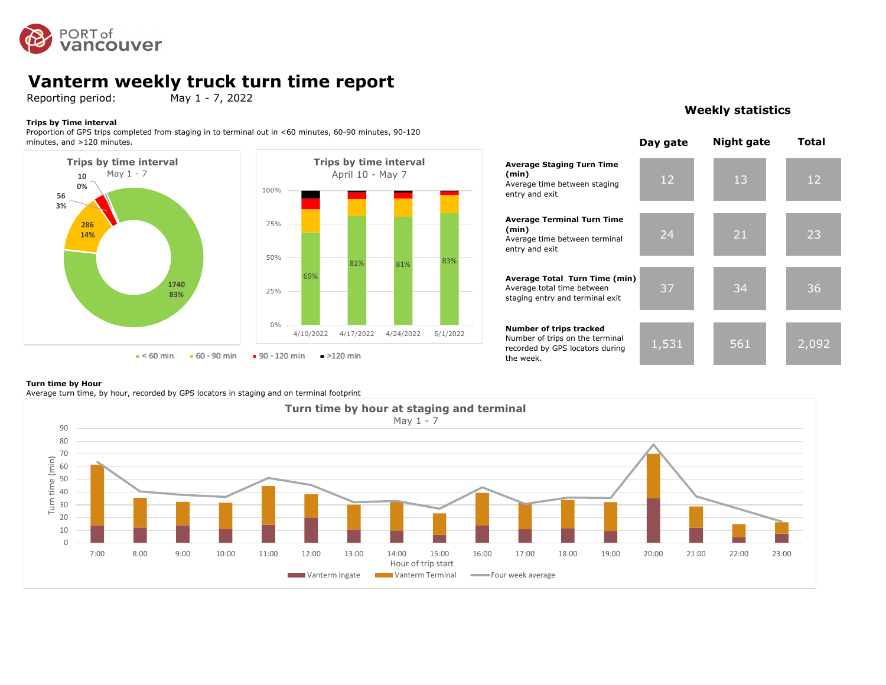PORT of vancouver

# Vanterm weekly truck turn time report

Reporting period: May 1 - 7, 2022

### Trips by Time interval

Proportion of GPS trips completed from staging in to terminal out in <60 minutes, 60-90 minutes, 90-120 minutes, and >120 minutes.

**Trips by time interval**
May 1 - 7

| Interval | Trips | Share |
|---|---|---|
| < 60 min | 1740 | 83% |
| 60 - 90 min | 286 | 14% |
| 90 - 120 min | 56 | 3% |
| >120 min | 10 | 0% |

**Trips by time interval**
April 10 - May 7

| Week | < 60 min |
|---|---|
| 4/10/2022 | 69% |
| 4/17/2022 | 81% |
| 4/24/2022 | 81% |
| 5/1/2022 | 83% |

■ < 60 min ■ 60 - 90 min ■ 90 - 120 min ■ >120 min

## Weekly statistics

| | Day gate | Night gate | Total |
|---|---|---|---|
| **Average Staging Turn Time (min)** Average time between staging entry and exit | 12 | 13 | 12 |
| **Average Terminal Turn Time (min)** Average time between terminal entry and exit | 24 | 21 | 23 |
| **Average Total Turn Time (min)** Average total time between staging entry and terminal exit | 37 | 34 | 36 |
| **Number of trips tracked** Number of trips on the terminal recorded by GPS locators during the week. | 1,531 | 561 | 2,092 |

### Turn time by Hour

Average turn time, by hour, recorded by GPS locators in staging and on terminal footprint

**Turn time by hour at staging and terminal**
May 1 - 7

Turn time (min) by Hour of trip start (7:00–23:00)

■ Vanterm Ingate ■ Vanterm Terminal — Four week average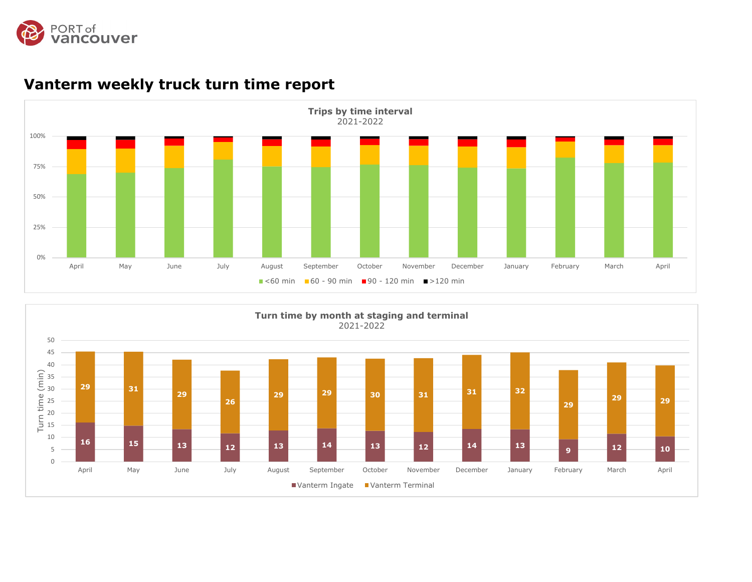# Vanterm weekly truck turn time report

**Trips by time interval**
2021-2022

100%, 75%, 50%, 25%, 0%

April, May, June, July, August, September, October, November, December, January, February, March, April

<60 min | 60 - 90 min | 90 - 120 min | >120 min

**Turn time by month at staging and terminal**
2021-2022

| Month | Vanterm Ingate | Vanterm Terminal |
|---|---|---|
| April | 16 | 29 |
| May | 15 | 31 |
| June | 13 | 29 |
| July | 12 | 26 |
| August | 13 | 29 |
| September | 14 | 29 |
| October | 13 | 30 |
| November | 12 | 31 |
| December | 14 | 31 |
| January | 13 | 32 |
| February | 9 | 29 |
| March | 12 | 29 |
| April | 10 | 29 |

Turn time (min)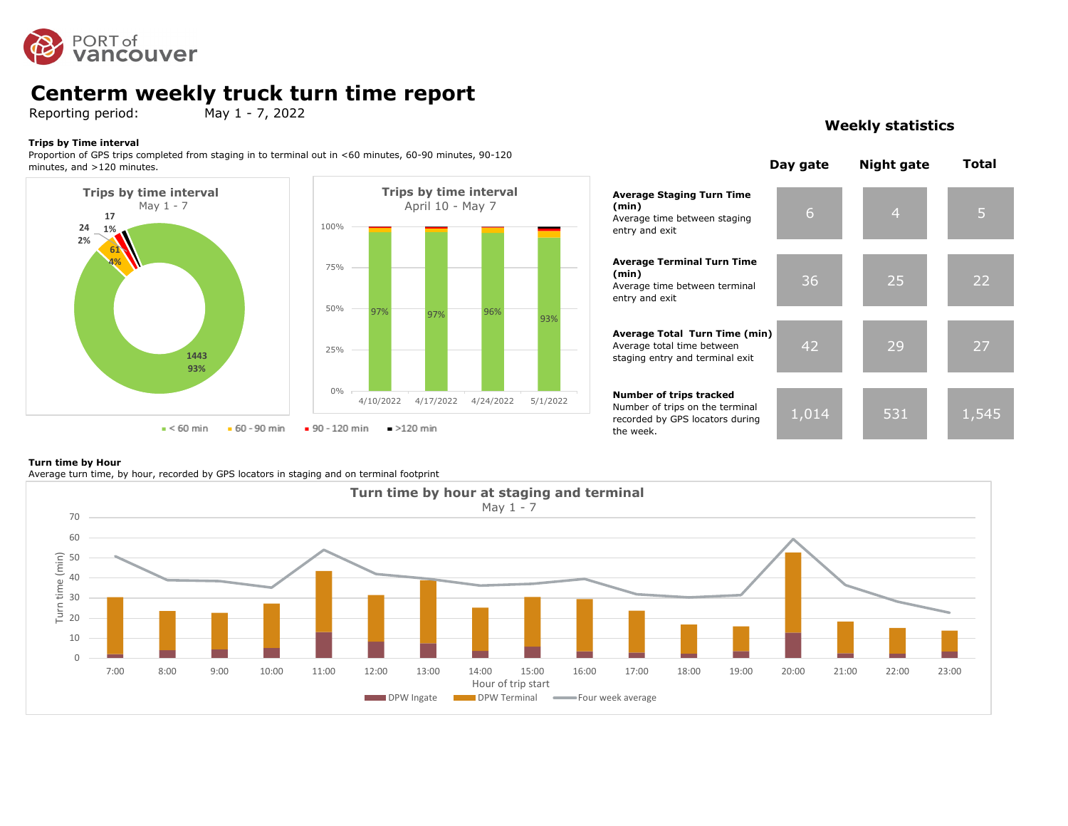# Centerm weekly truck turn time report

Reporting period: May 1 - 7, 2022

### Trips by Time interval

Proportion of GPS trips completed from staging in to terminal out in <60 minutes, 60-90 minutes, 90-120 minutes, and >120 minutes.

**Trips by time interval**
May 1 - 7

| Interval | Trips | Percent |
|---|---|---|
| < 60 min | 1443 | 93% |
| 60 - 90 min | 61 | 4% |
| 90 - 120 min | 24 | 2% |
| >120 min | 17 | 1% |

**Trips by time interval**
April 10 - May 7

| Week | < 60 min |
|---|---|
| 4/10/2022 | 97% |
| 4/17/2022 | 97% |
| 4/24/2022 | 96% |
| 5/1/2022 | 93% |

■ < 60 min ■ 60 - 90 min ■ 90 - 120 min ■ >120 min

### Weekly statistics

| | Day gate | Night gate | Total |
|---|---|---|---|
| **Average Staging Turn Time (min)** Average time between staging entry and exit | 6 | 4 | 5 |
| **Average Terminal Turn Time (min)** Average time between terminal entry and exit | 36 | 25 | 22 |
| **Average Total Turn Time (min)** Average total time between staging entry and terminal exit | 42 | 29 | 27 |
| **Number of trips tracked** Number of trips on the terminal recorded by GPS locators during the week. | 1,014 | 531 | 1,545 |

### Turn time by Hour

Average turn time, by hour, recorded by GPS locators in staging and on terminal footprint

**Turn time by hour at staging and terminal**
May 1 - 7

Turn time (min) by Hour of trip start (7:00 – 23:00); series: DPW Ingate, DPW Terminal, Four week average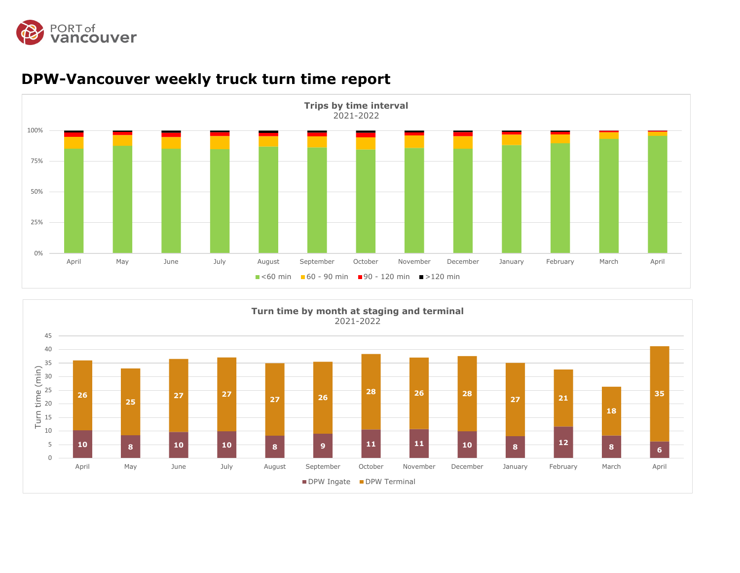# DPW-Vancouver weekly truck turn time report

**Trips by time interval**
2021-2022

100%
75%
50%
25%
0%

April | May | June | July | August | September | October | November | December | January | February | March | April

<60 min | 60 - 90 min | 90 - 120 min | >120 min

**Turn time by month at staging and terminal**
2021-2022

Turn time (min)

| | April | May | June | July | August | September | October | November | December | January | February | March | April |
|---|---|---|---|---|---|---|---|---|---|---|---|---|---|
| DPW Ingate | 10 | 8 | 10 | 10 | 8 | 9 | 11 | 11 | 10 | 8 | 12 | 8 | 6 |
| DPW Terminal | 26 | 25 | 27 | 27 | 27 | 26 | 28 | 26 | 28 | 27 | 21 | 18 | 35 |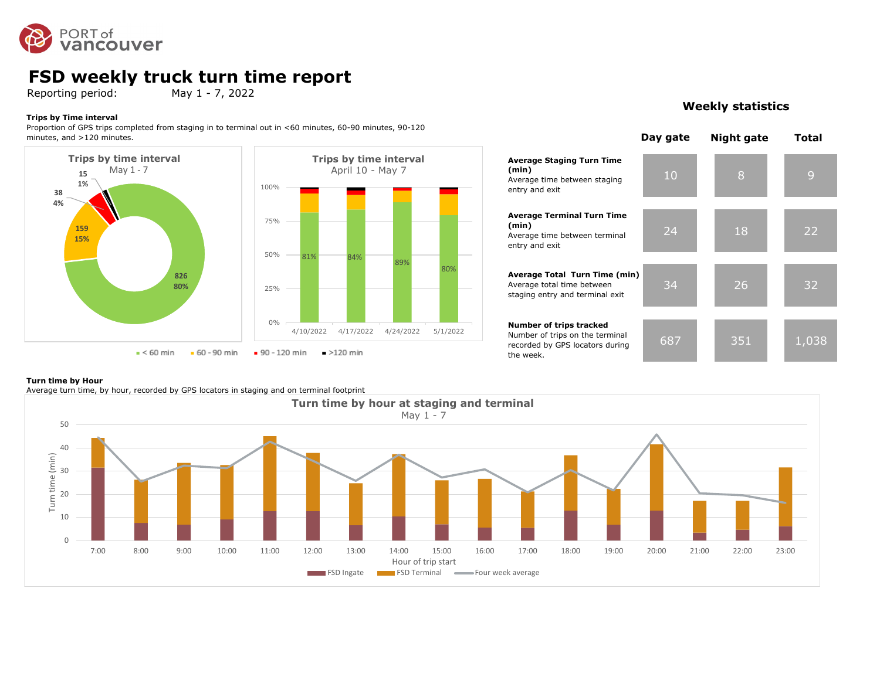# FSD weekly truck turn time report

Reporting period: May 1 - 7, 2022

**Trips by Time interval**

Proportion of GPS trips completed from staging in to terminal out in <60 minutes, 60-90 minutes, 90-120 minutes, and >120 minutes.

**Trips by time interval**
May 1 - 7

| Interval | Trips | Share |
|---|---|---|
| < 60 min | 826 | 80% |
| 60 - 90 min | 159 | 15% |
| 90 - 120 min | 38 | 4% |
| >120 min | 15 | 1% |

**Trips by time interval**
April 10 - May 7

| Week | < 60 min |
|---|---|
| 4/10/2022 | 81% |
| 4/17/2022 | 84% |
| 4/24/2022 | 89% |
| 5/1/2022 | 80% |

## Weekly statistics

| | Day gate | Night gate | Total |
|---|---|---|---|
| **Average Staging Turn Time (min)** Average time between staging entry and exit | 10 | 8 | 9 |
| **Average Terminal Turn Time (min)** Average time between terminal entry and exit | 24 | 18 | 22 |
| **Average Total Turn Time (min)** Average total time between staging entry and terminal exit | 34 | 26 | 32 |
| **Number of trips tracked** Number of trips on the terminal recorded by GPS locators during the week. | 687 | 351 | 1,038 |

**Turn time by Hour**

Average turn time, by hour, recorded by GPS locators in staging and on terminal footprint

**Turn time by hour at staging and terminal**
May 1 - 7

Turn time (min) by Hour of trip start (7:00 – 23:00); series: FSD Ingate, FSD Terminal, Four week average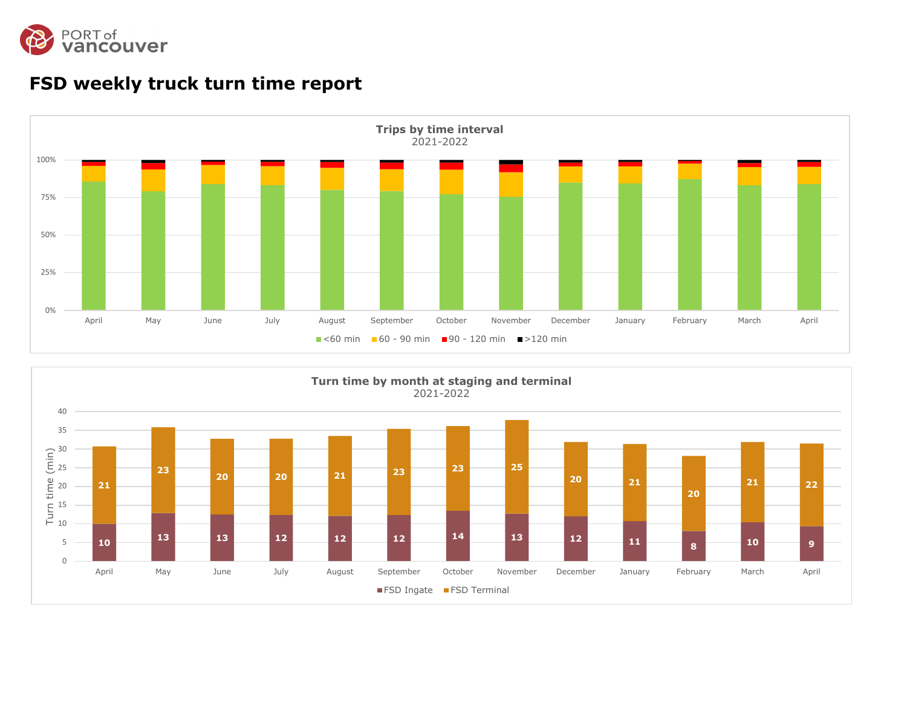PORT of vancouver

# FSD weekly truck turn time report

**Trips by time interval**
2021-2022

100%
75%
50%
25%
0%

April May June July August September October November December January February March April

<60 min
60 - 90 min
90 - 120 min
>120 min

**Turn time by month at staging and terminal**
2021-2022

Turn time (min)

40
35
30
25
20
15
10
5
0

April: 10, 21
May: 13, 23
June: 13, 20
July: 12, 20
August: 12, 21
September: 12, 23
October: 14, 23
November: 13, 25
December: 12, 20
January: 11, 21
February: 8, 20
March: 10, 21
April: 9, 22

FSD Ingate
FSD Terminal